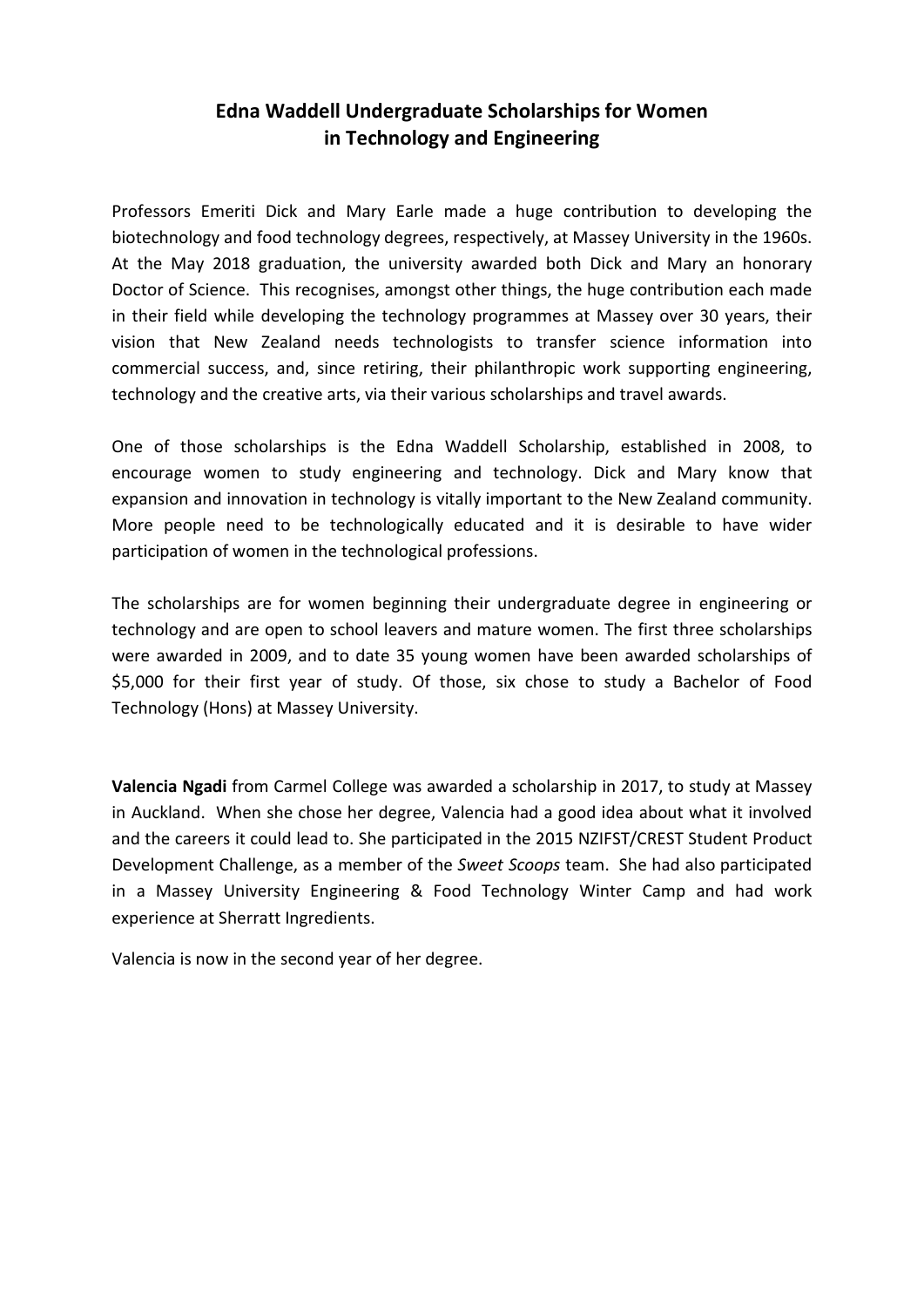# Edna Waddell Undergraduate Scholarships for Women in Technology and Engineering

Professors Emeriti Dick and Mary Earle made a huge contribution to developing the biotechnology and food technology degrees, respectively, at Massey University in the 1960s. At the May 2018 graduation, the university awarded both Dick and Mary an honorary Doctor of Science. This recognises, amongst other things, the huge contribution each made in their field while developing the technology programmes at Massey over 30 years, their vision that New Zealand needs technologists to transfer science information into commercial success, and, since retiring, their philanthropic work supporting engineering, technology and the creative arts, via their various scholarships and travel awards.

One of those scholarships is the Edna Waddell Scholarship, established in 2008, to encourage women to study engineering and technology. Dick and Mary know that expansion and innovation in technology is vitally important to the New Zealand community. More people need to be technologically educated and it is desirable to have wider participation of women in the technological professions.

The scholarships are for women beginning their undergraduate degree in engineering or technology and are open to school leavers and mature women. The first three scholarships were awarded in 2009, and to date 35 young women have been awarded scholarships of $5,000 for their first year of study. Of those, six chose to study a Bachelor of Food Technology (Hons) at Massey University.

**Valencia Ngadi** from Carmel College was awarded a scholarship in 2017, to study at Massey in Auckland. When she chose her degree, Valencia had a good idea about what it involved and the careers it could lead to. She participated in the 2015 NZIFST/CREST Student Product Development Challenge, as a member of the *Sweet Scoops* team. She had also participated in a Massey University Engineering & Food Technology Winter Camp and had work experience at Sherratt Ingredients.

Valencia is now in the second year of her degree.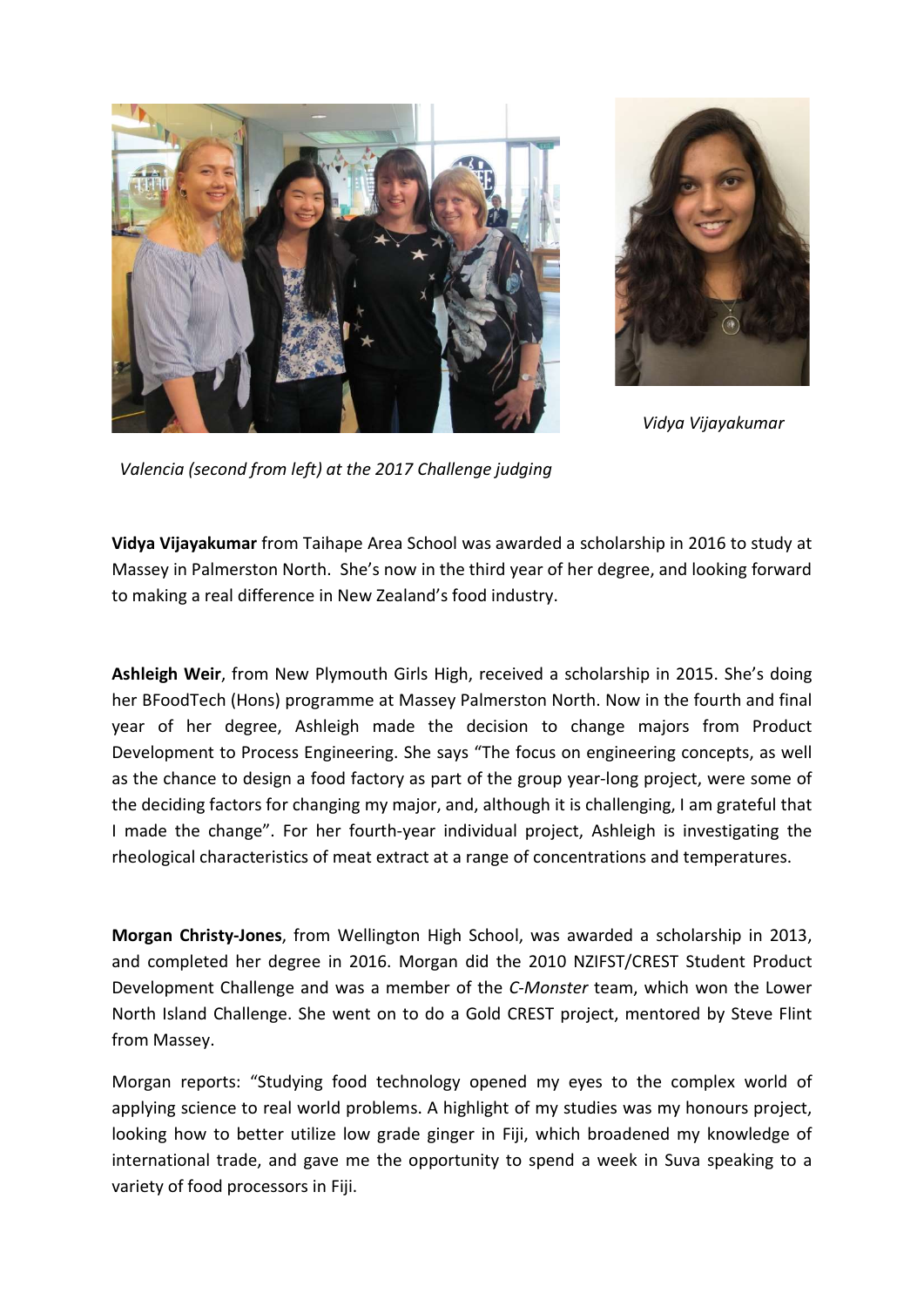*Vidya Vijayakumar*

*Valencia (second from left) at the 2017 Challenge judging*

**Vidya Vijayakumar** from Taihape Area School was awarded a scholarship in 2016 to study at Massey in Palmerston North. She's now in the third year of her degree, and looking forward to making a real difference in New Zealand's food industry.

**Ashleigh Weir**, from New Plymouth Girls High, received a scholarship in 2015. She's doing her BFoodTech (Hons) programme at Massey Palmerston North. Now in the fourth and final year of her degree, Ashleigh made the decision to change majors from Product Development to Process Engineering. She says "The focus on engineering concepts, as well as the chance to design a food factory as part of the group year-long project, were some of the deciding factors for changing my major, and, although it is challenging, I am grateful that I made the change". For her fourth-year individual project, Ashleigh is investigating the rheological characteristics of meat extract at a range of concentrations and temperatures.

**Morgan Christy-Jones**, from Wellington High School, was awarded a scholarship in 2013, and completed her degree in 2016. Morgan did the 2010 NZIFST/CREST Student Product Development Challenge and was a member of the *C-Monster* team, which won the Lower North Island Challenge. She went on to do a Gold CREST project, mentored by Steve Flint from Massey.

Morgan reports: "Studying food technology opened my eyes to the complex world of applying science to real world problems. A highlight of my studies was my honours project, looking how to better utilize low grade ginger in Fiji, which broadened my knowledge of international trade, and gave me the opportunity to spend a week in Suva speaking to a variety of food processors in Fiji.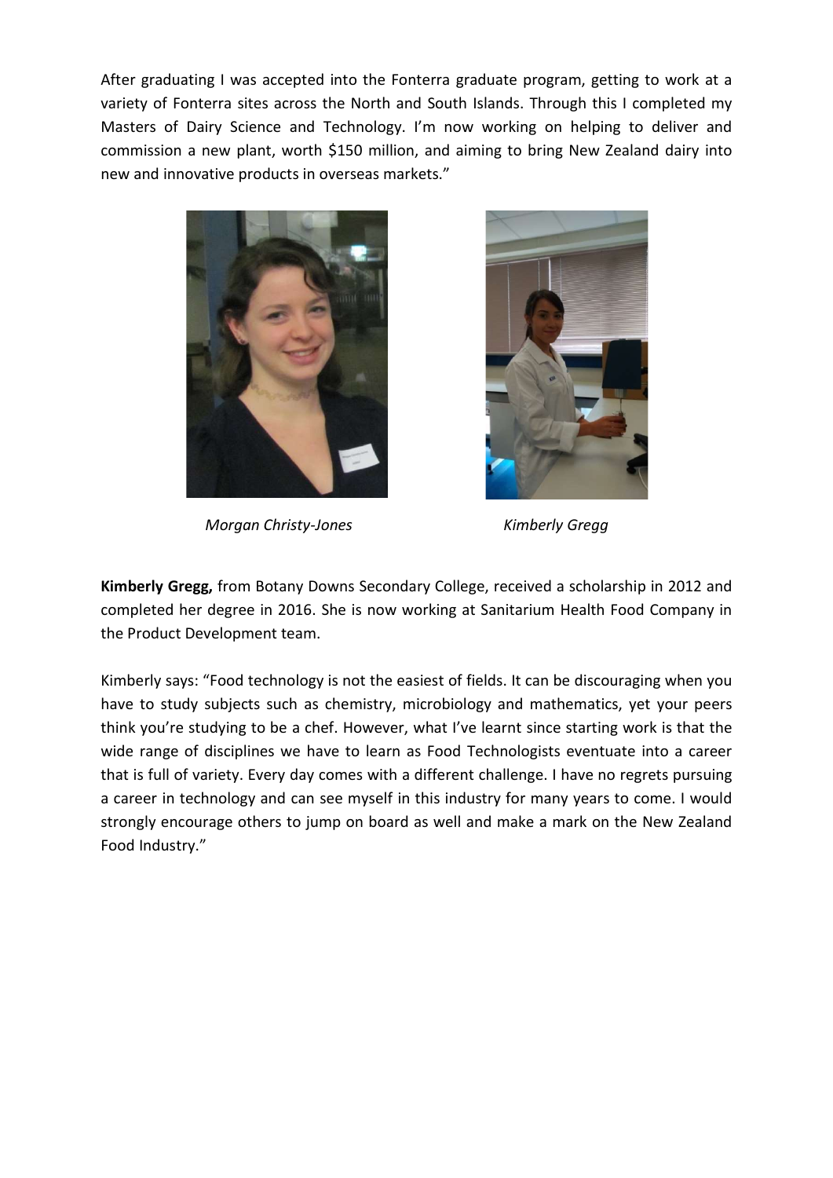After graduating I was accepted into the Fonterra graduate program, getting to work at a variety of Fonterra sites across the North and South Islands. Through this I completed my Masters of Dairy Science and Technology. I'm now working on helping to deliver and commission a new plant, worth $150 million, and aiming to bring New Zealand dairy into new and innovative products in overseas markets."

*Morgan Christy-Jones*

*Kimberly Gregg*

**Kimberly Gregg,** from Botany Downs Secondary College, received a scholarship in 2012 and completed her degree in 2016. She is now working at Sanitarium Health Food Company in the Product Development team.

Kimberly says: "Food technology is not the easiest of fields. It can be discouraging when you have to study subjects such as chemistry, microbiology and mathematics, yet your peers think you're studying to be a chef. However, what I've learnt since starting work is that the wide range of disciplines we have to learn as Food Technologists eventuate into a career that is full of variety. Every day comes with a different challenge. I have no regrets pursuing a career in technology and can see myself in this industry for many years to come. I would strongly encourage others to jump on board as well and make a mark on the New Zealand Food Industry."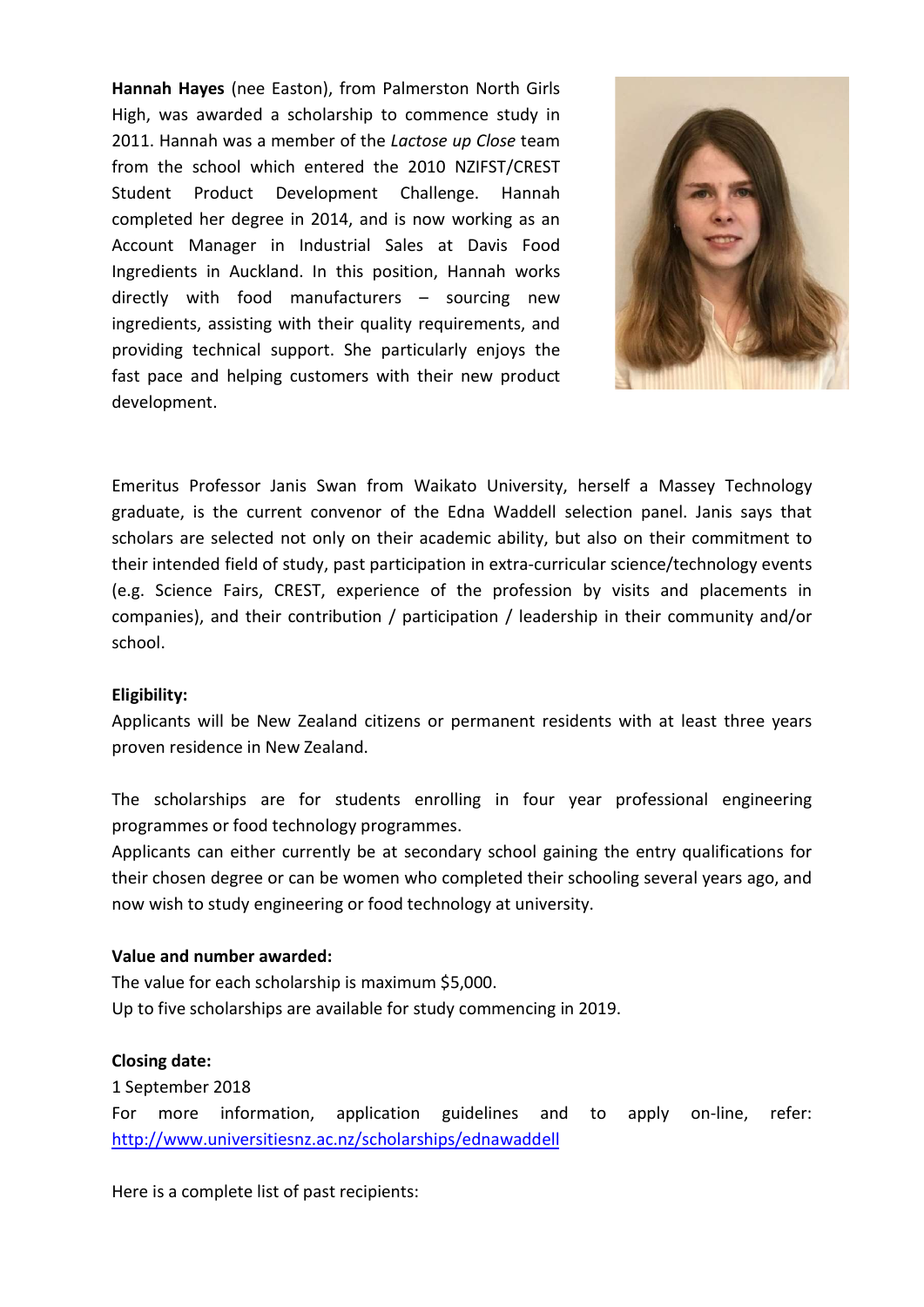**Hannah Hayes** (nee Easton), from Palmerston North Girls High, was awarded a scholarship to commence study in 2011. Hannah was a member of the *Lactose up Close* team from the school which entered the 2010 NZIFST/CREST Student Product Development Challenge. Hannah completed her degree in 2014, and is now working as an Account Manager in Industrial Sales at Davis Food Ingredients in Auckland. In this position, Hannah works directly with food manufacturers – sourcing new ingredients, assisting with their quality requirements, and providing technical support. She particularly enjoys the fast pace and helping customers with their new product development.

Emeritus Professor Janis Swan from Waikato University, herself a Massey Technology graduate, is the current convenor of the Edna Waddell selection panel. Janis says that scholars are selected not only on their academic ability, but also on their commitment to their intended field of study, past participation in extra-curricular science/technology events (e.g. Science Fairs, CREST, experience of the profession by visits and placements in companies), and their contribution / participation / leadership in their community and/or school.

**Eligibility:**

Applicants will be New Zealand citizens or permanent residents with at least three years proven residence in New Zealand.

The scholarships are for students enrolling in four year professional engineering programmes or food technology programmes.

Applicants can either currently be at secondary school gaining the entry qualifications for their chosen degree or can be women who completed their schooling several years ago, and now wish to study engineering or food technology at university.

**Value and number awarded:**

The value for each scholarship is maximum $5,000.

Up to five scholarships are available for study commencing in 2019.

**Closing date:**

1 September 2018

For more information, application guidelines and to apply on-line, refer: [http://www.universitiesnz.ac.nz/scholarships/ednawaddell](http://www.universitiesnz.ac.nz/scholarships/ednawaddell)

Here is a complete list of past recipients: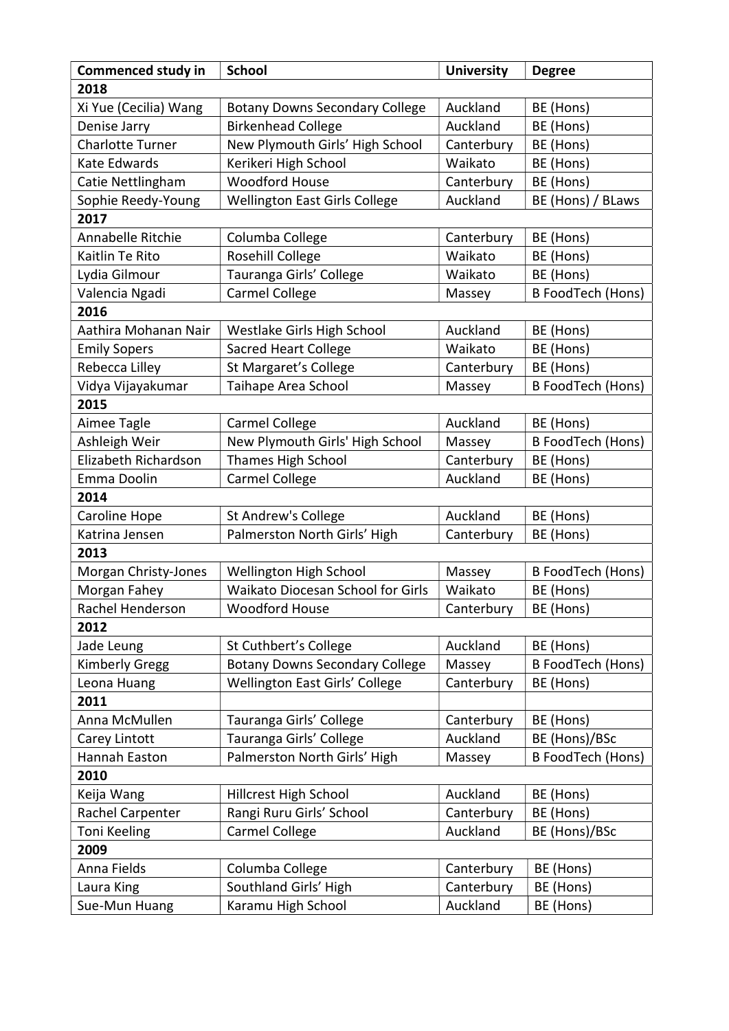| Commenced study in | School | University | Degree |
|---|---|---|---|
| **2018** | | | |
| Xi Yue (Cecilia) Wang | Botany Downs Secondary College | Auckland | BE (Hons) |
| Denise Jarry | Birkenhead College | Auckland | BE (Hons) |
| Charlotte Turner | New Plymouth Girls' High School | Canterbury | BE (Hons) |
| Kate Edwards | Kerikeri High School | Waikato | BE (Hons) |
| Catie Nettlingham | Woodford House | Canterbury | BE (Hons) |
| Sophie Reedy-Young | Wellington East Girls College | Auckland | BE (Hons) / BLaws |
| **2017** | | | |
| Annabelle Ritchie | Columba College | Canterbury | BE (Hons) |
| Kaitlin Te Rito | Rosehill College | Waikato | BE (Hons) |
| Lydia Gilmour | Tauranga Girls' College | Waikato | BE (Hons) |
| Valencia Ngadi | Carmel College | Massey | B FoodTech (Hons) |
| **2016** | | | |
| Aathira Mohanan Nair | Westlake Girls High School | Auckland | BE (Hons) |
| Emily Sopers | Sacred Heart College | Waikato | BE (Hons) |
| Rebecca Lilley | St Margaret's College | Canterbury | BE (Hons) |
| Vidya Vijayakumar | Taihape Area School | Massey | B FoodTech (Hons) |
| **2015** | | | |
| Aimee Tagle | Carmel College | Auckland | BE (Hons) |
| Ashleigh Weir | New Plymouth Girls' High School | Massey | B FoodTech (Hons) |
| Elizabeth Richardson | Thames High School | Canterbury | BE (Hons) |
| Emma Doolin | Carmel College | Auckland | BE (Hons) |
| **2014** | | | |
| Caroline Hope | St Andrew's College | Auckland | BE (Hons) |
| Katrina Jensen | Palmerston North Girls' High | Canterbury | BE (Hons) |
| **2013** | | | |
| Morgan Christy-Jones | Wellington High School | Massey | B FoodTech (Hons) |
| Morgan Fahey | Waikato Diocesan School for Girls | Waikato | BE (Hons) |
| Rachel Henderson | Woodford House | Canterbury | BE (Hons) |
| **2012** | | | |
| Jade Leung | St Cuthbert's College | Auckland | BE (Hons) |
| Kimberly Gregg | Botany Downs Secondary College | Massey | B FoodTech (Hons) |
| Leona Huang | Wellington East Girls' College | Canterbury | BE (Hons) |
| **2011** | | | |
| Anna McMullen | Tauranga Girls' College | Canterbury | BE (Hons) |
| Carey Lintott | Tauranga Girls' College | Auckland | BE (Hons)/BSc |
| Hannah Easton | Palmerston North Girls' High | Massey | B FoodTech (Hons) |
| **2010** | | | |
| Keija Wang | Hillcrest High School | Auckland | BE (Hons) |
| Rachel Carpenter | Rangi Ruru Girls' School | Canterbury | BE (Hons) |
| Toni Keeling | Carmel College | Auckland | BE (Hons)/BSc |
| **2009** | | | |
| Anna Fields | Columba College | Canterbury | BE (Hons) |
| Laura King | Southland Girls' High | Canterbury | BE (Hons) |
| Sue-Mun Huang | Karamu High School | Auckland | BE (Hons) |